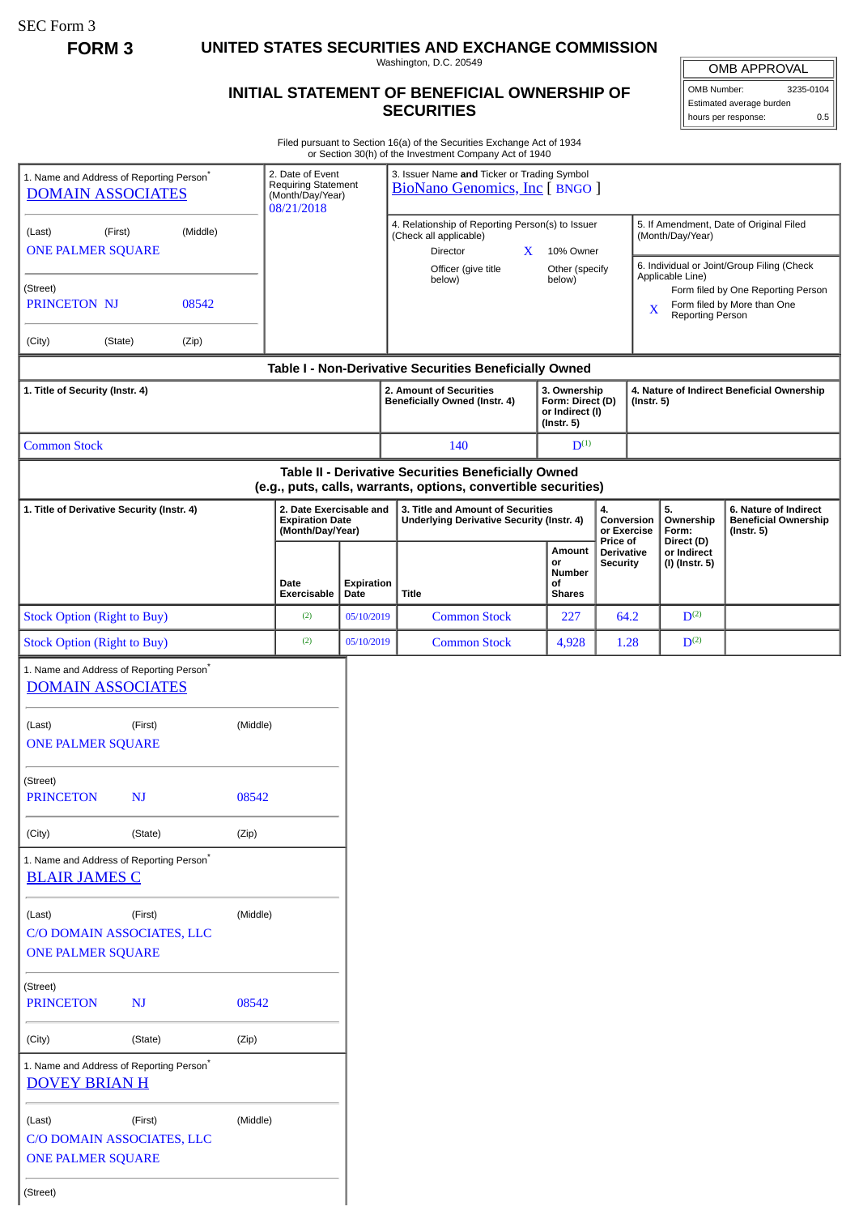SEC Form 3

**FORM 3**

# UNITED STATES SECURITIES AND EXCHANGE COMMISSION

Washington, D.C. 20549

## INITIAL STATEMENT OF BENEFICIAL OWNERSHIP OF SECURITIES

| OMB APPROVAL | |
|---|---|
| OMB Number: | 3235-0104 |
| Estimated average burden | |
| hours per response: | 0.5 |

Filed pursuant to Section 16(a) of the Securities Exchange Act of 1934
or Section 30(h) of the Investment Company Act of 1940

1. Name and Address of Reporting Person*
DOMAIN ASSOCIATES

(Last) (First) (Middle)
ONE PALMER SQUARE

(Street)
PRINCETON NJ 08542

(City) (State) (Zip)

2. Date of Event Requiring Statement (Month/Day/Year)
08/21/2018

3. Issuer Name **and** Ticker or Trading Symbol
BioNano Genomics, Inc [ BNGO ]

4. Relationship of Reporting Person(s) to Issuer (Check all applicable)
Director
X 10% Owner
Officer (give title below)
Other (specify below)

5. If Amendment, Date of Original Filed (Month/Day/Year)

6. Individual or Joint/Group Filing (Check Applicable Line)
Form filed by One Reporting Person
X Form filed by More than One Reporting Person

### Table I - Non-Derivative Securities Beneficially Owned

| 1. Title of Security (Instr. 4) | 2. Amount of Securities Beneficially Owned (Instr. 4) | 3. Ownership Form: Direct (D) or Indirect (I) (Instr. 5) | 4. Nature of Indirect Beneficial Ownership (Instr. 5) |
|---|---|---|---|
| Common Stock | 140 | D[1] | |

### Table II - Derivative Securities Beneficially Owned (e.g., puts, calls, warrants, options, convertible securities)

| 1. Title of Derivative Security (Instr. 4) | 2. Date Exercisable and Expiration Date (Month/Day/Year) | | 3. Title and Amount of Securities Underlying Derivative Security (Instr. 4) | | 4. Conversion or Exercise Price of Derivative Security | 5. Ownership Form: Direct (D) or Indirect (I) (Instr. 5) | 6. Nature of Indirect Beneficial Ownership (Instr. 5) |
|---|---|---|---|---|---|---|---|
| | Date Exercisable | Expiration Date | Title | Amount or Number of Shares | | | |
| Stock Option (Right to Buy) | (2) | 05/10/2019 | Common Stock | 227 | 64.2 | D[2] | |
| Stock Option (Right to Buy) | (2) | 05/10/2019 | Common Stock | 4,928 | 1.28 | D[2] | |

1. Name and Address of Reporting Person*
DOMAIN ASSOCIATES

(Last) (First) (Middle)
ONE PALMER SQUARE

(Street)
PRINCETON NJ 08542

(City) (State) (Zip)

1. Name and Address of Reporting Person*
BLAIR JAMES C

(Last) (First) (Middle)
C/O DOMAIN ASSOCIATES, LLC
ONE PALMER SQUARE

(Street)
PRINCETON NJ 08542

(City) (State) (Zip)

1. Name and Address of Reporting Person*
DOVEY BRIAN H

(Last) (First) (Middle)
C/O DOMAIN ASSOCIATES, LLC
ONE PALMER SQUARE

(Street)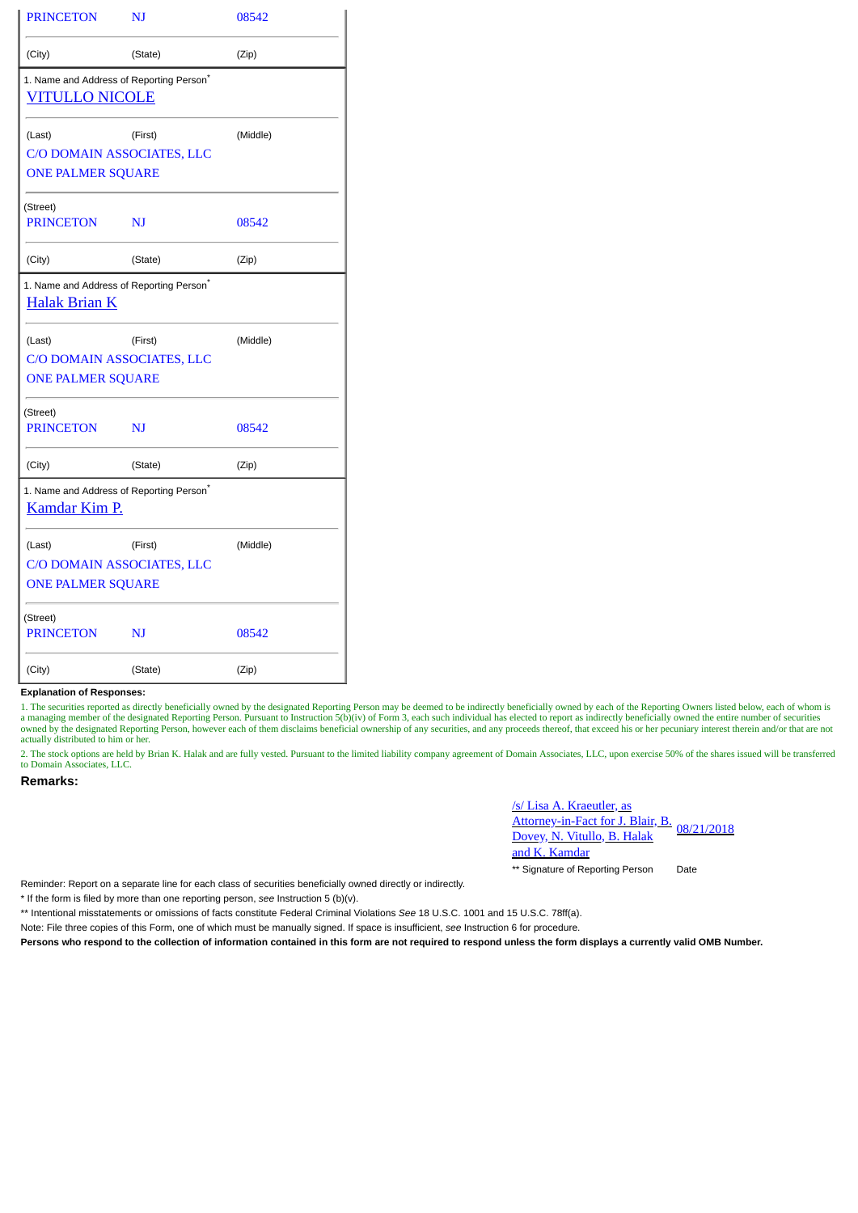| | | |
|---|---|---|
| PRINCETON | NJ | 08542 |
| (City) | (State) | (Zip) |

1. Name and Address of Reporting Person*

VITULLO NICOLE

| | | |
|---|---|---|
| (Last) | (First) | (Middle) |

C/O DOMAIN ASSOCIATES, LLC
ONE PALMER SQUARE

(Street)

| | | |
|---|---|---|
| PRINCETON | NJ | 08542 |
| (City) | (State) | (Zip) |

1. Name and Address of Reporting Person*

Halak Brian K

| | | |
|---|---|---|
| (Last) | (First) | (Middle) |

C/O DOMAIN ASSOCIATES, LLC
ONE PALMER SQUARE

(Street)

| | | |
|---|---|---|
| PRINCETON | NJ | 08542 |
| (City) | (State) | (Zip) |

1. Name and Address of Reporting Person*

Kamdar Kim P.

| | | |
|---|---|---|
| (Last) | (First) | (Middle) |

C/O DOMAIN ASSOCIATES, LLC
ONE PALMER SQUARE

(Street)

| | | |
|---|---|---|
| PRINCETON | NJ | 08542 |
| (City) | (State) | (Zip) |

**Explanation of Responses:**

1. The securities reported as directly beneficially owned by the designated Reporting Person may be deemed to be indirectly beneficially owned by each of the Reporting Owners listed below, each of whom is a managing member of the designated Reporting Person. Pursuant to Instruction 5(b)(iv) of Form 3, each such individual has elected to report as indirectly beneficially owned the entire number of securities owned by the designated Reporting Person, however each of them disclaims beneficial ownership of any securities, and any proceeds thereof, that exceed his or her pecuniary interest therein and/or that are not actually distributed to him or her.

2. The stock options are held by Brian K. Halak and are fully vested. Pursuant to the limited liability company agreement of Domain Associates, LLC, upon exercise 50% of the shares issued will be transferred to Domain Associates, LLC.

**Remarks:**

| | |
|---|---|
| /s/ Lisa A. Kraeutler, as Attorney-in-Fact for J. Blair, B. Dovey, N. Vitullo, B. Halak and K. Kamdar | 08/21/2018 |
| ** Signature of Reporting Person | Date |

Reminder: Report on a separate line for each class of securities beneficially owned directly or indirectly.

* If the form is filed by more than one reporting person, *see* Instruction 5 (b)(v).

** Intentional misstatements or omissions of facts constitute Federal Criminal Violations *See* 18 U.S.C. 1001 and 15 U.S.C. 78ff(a).

Note: File three copies of this Form, one of which must be manually signed. If space is insufficient, *see* Instruction 6 for procedure.

**Persons who respond to the collection of information contained in this form are not required to respond unless the form displays a currently valid OMB Number.**